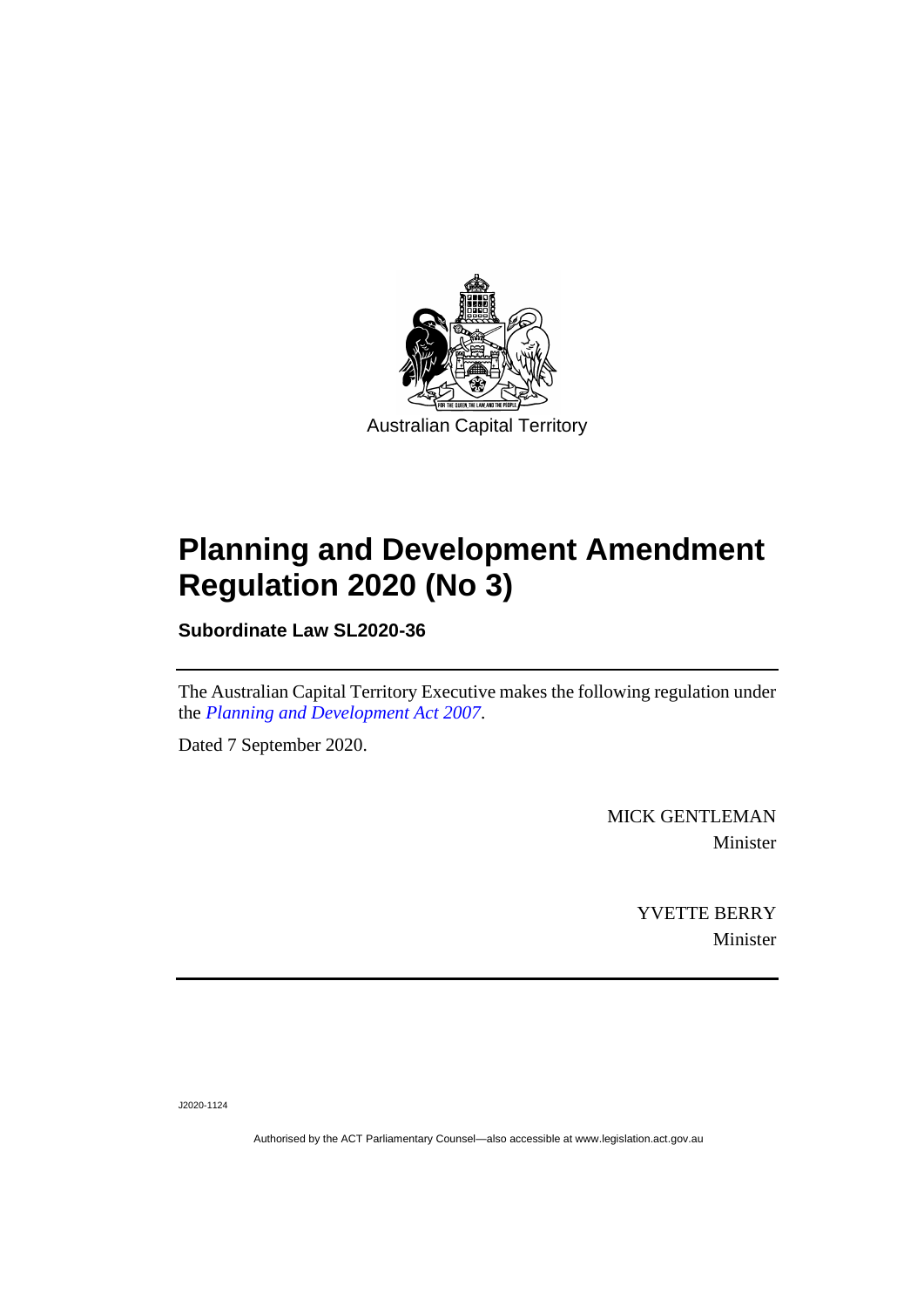Australian Capital Territory

# Planning and Development Amendment Regulation 2020 (No 3)

**Subordinate Law SL2020-36**

The Australian Capital Territory Executive makes the following regulation under the *Planning and Development Act 2007*.

Dated 7 September 2020.

MICK GENTLEMAN
Minister

YVETTE BERRY
Minister

J2020-1124

Authorised by the ACT Parliamentary Counsel—also accessible at www.legislation.act.gov.au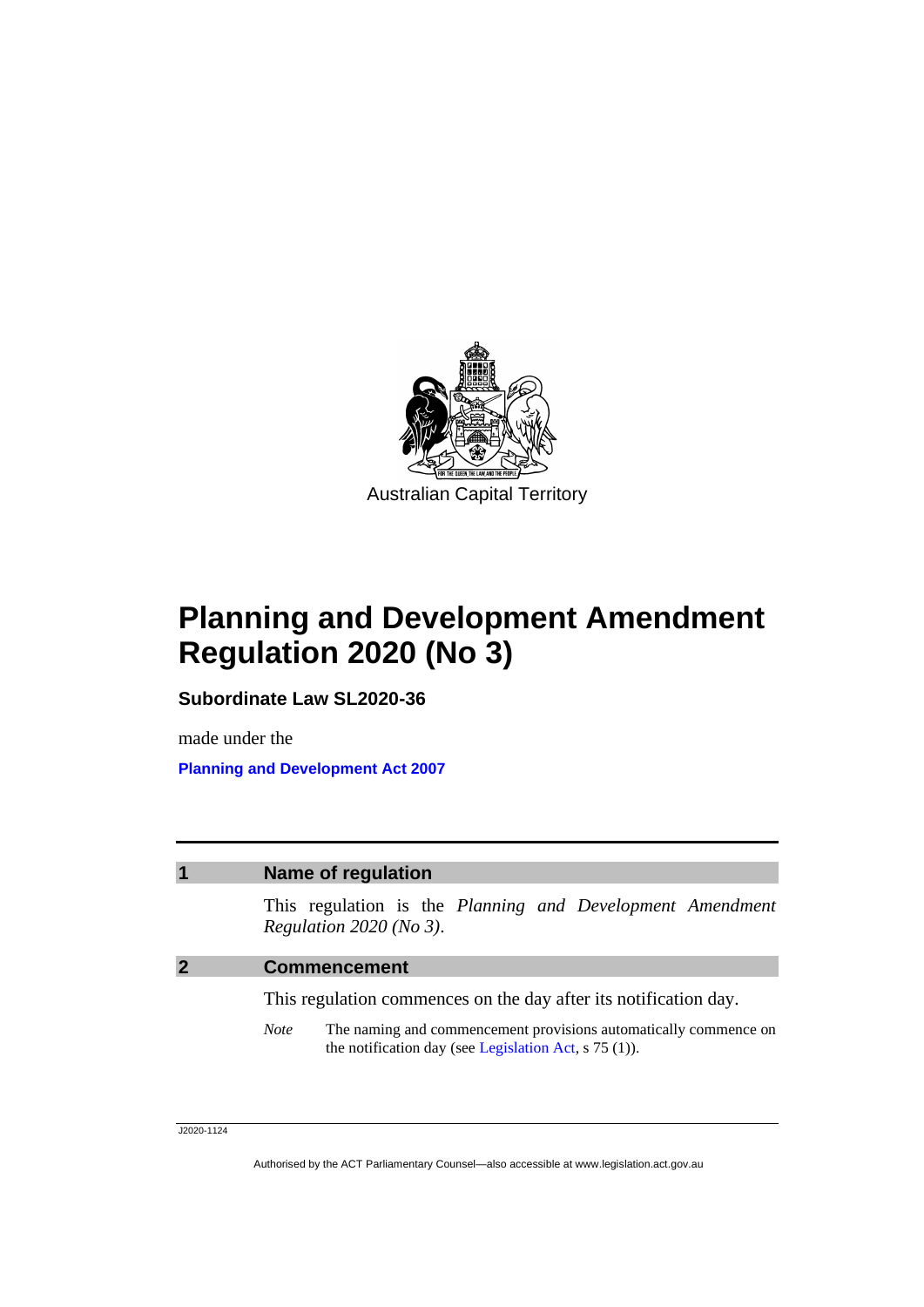Australian Capital Territory

# Planning and Development Amendment Regulation 2020 (No 3)

**Subordinate Law SL2020-36**

made under the

**Planning and Development Act 2007**

## 1 Name of regulation

This regulation is the *Planning and Development Amendment Regulation 2020 (No 3)*.

## 2 Commencement

This regulation commences on the day after its notification day.

*Note* The naming and commencement provisions automatically commence on the notification day (see Legislation Act, s 75 (1)).

J2020-1124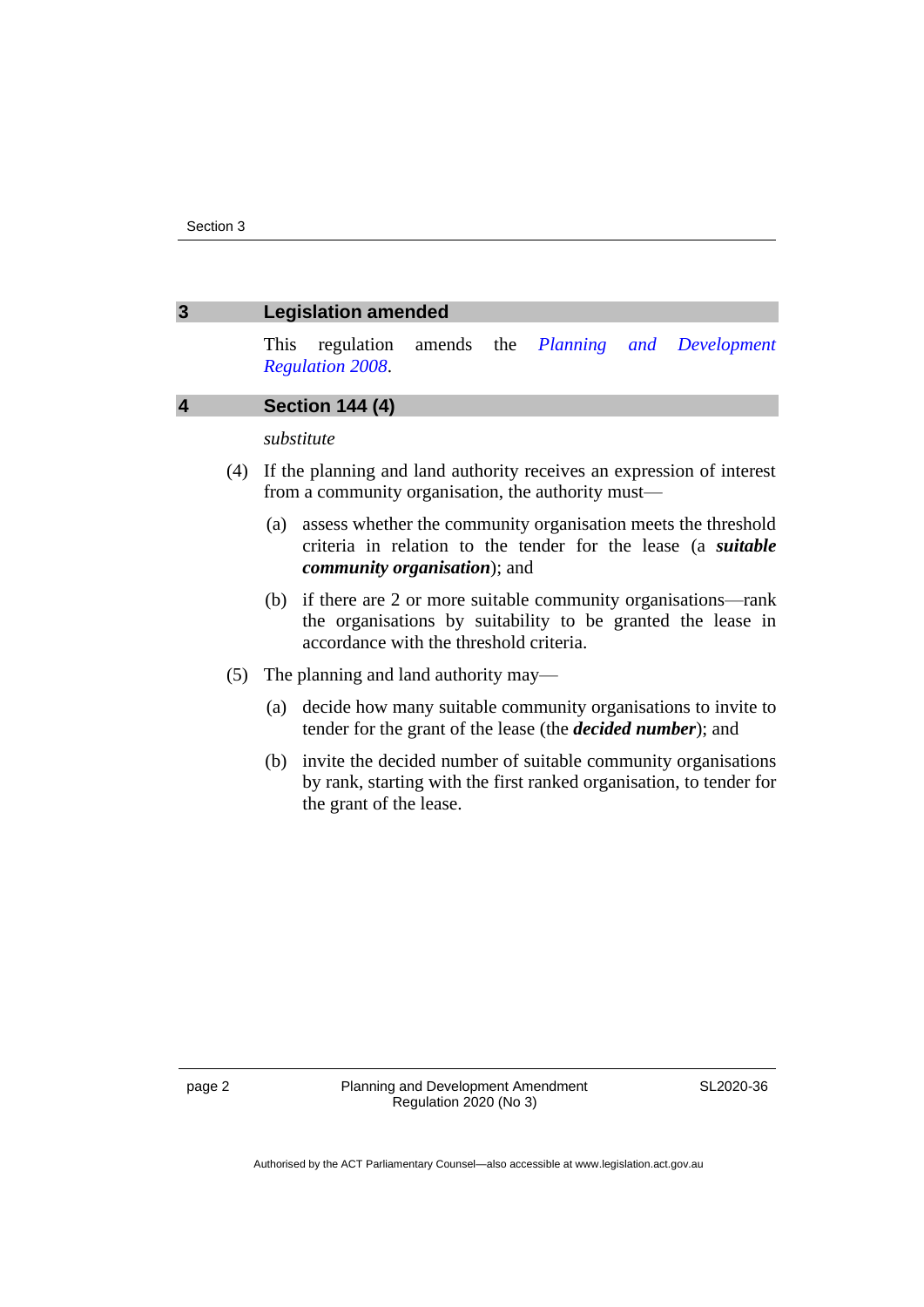## 3 Legislation amended

This regulation amends the *Planning and Development Regulation 2008*.

## 4 Section 144 (4)

*substitute*

(4) If the planning and land authority receives an expression of interest from a community organisation, the authority must—

(a) assess whether the community organisation meets the threshold criteria in relation to the tender for the lease (a ***suitable community organisation***); and

(b) if there are 2 or more suitable community organisations—rank the organisations by suitability to be granted the lease in accordance with the threshold criteria.

(5) The planning and land authority may—

(a) decide how many suitable community organisations to invite to tender for the grant of the lease (the ***decided number***); and

(b) invite the decided number of suitable community organisations by rank, starting with the first ranked organisation, to tender for the grant of the lease.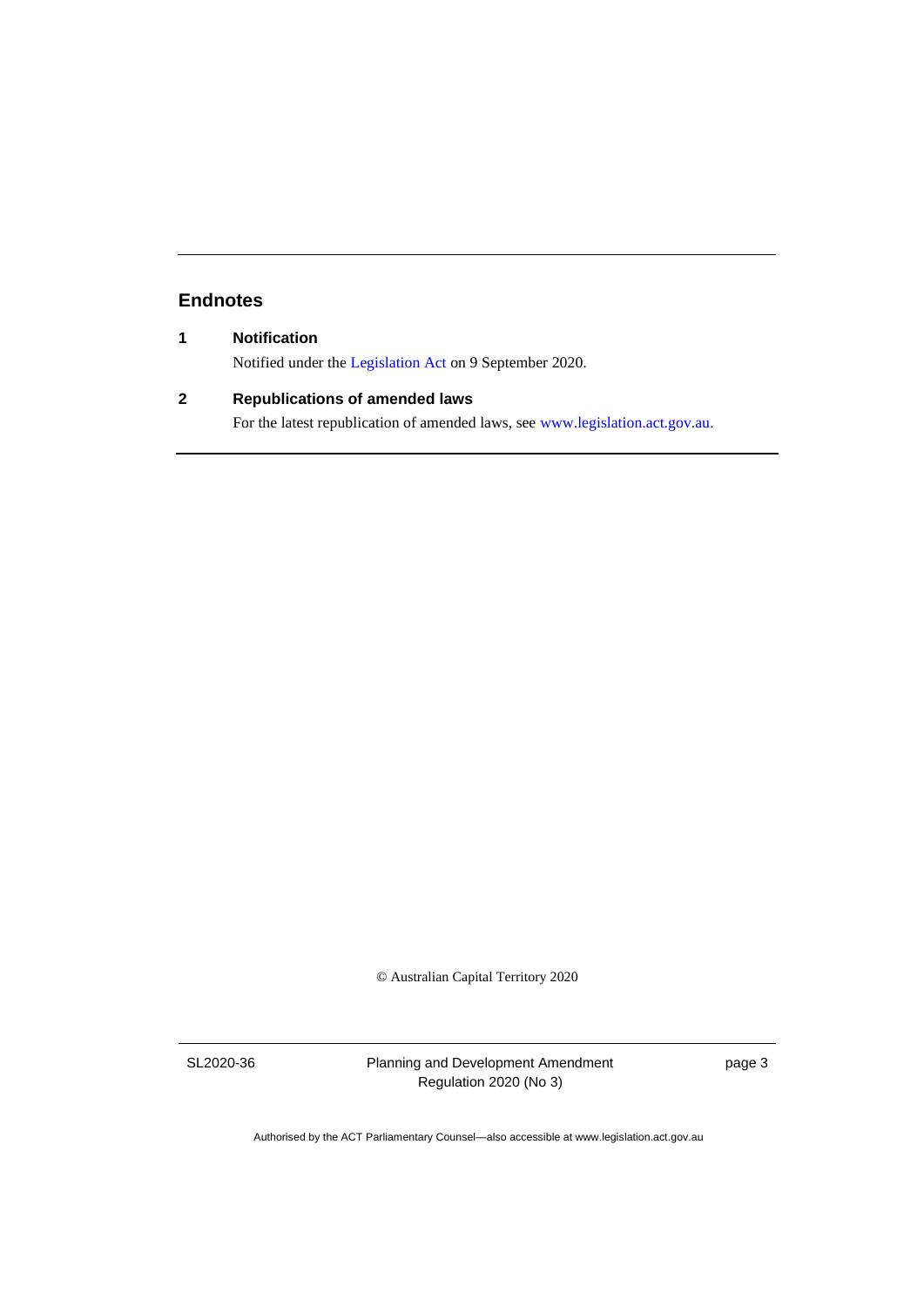## Endnotes

**1 Notification**

Notified under the Legislation Act on 9 September 2020.

**2 Republications of amended laws**

For the latest republication of amended laws, see www.legislation.act.gov.au.

© Australian Capital Territory 2020